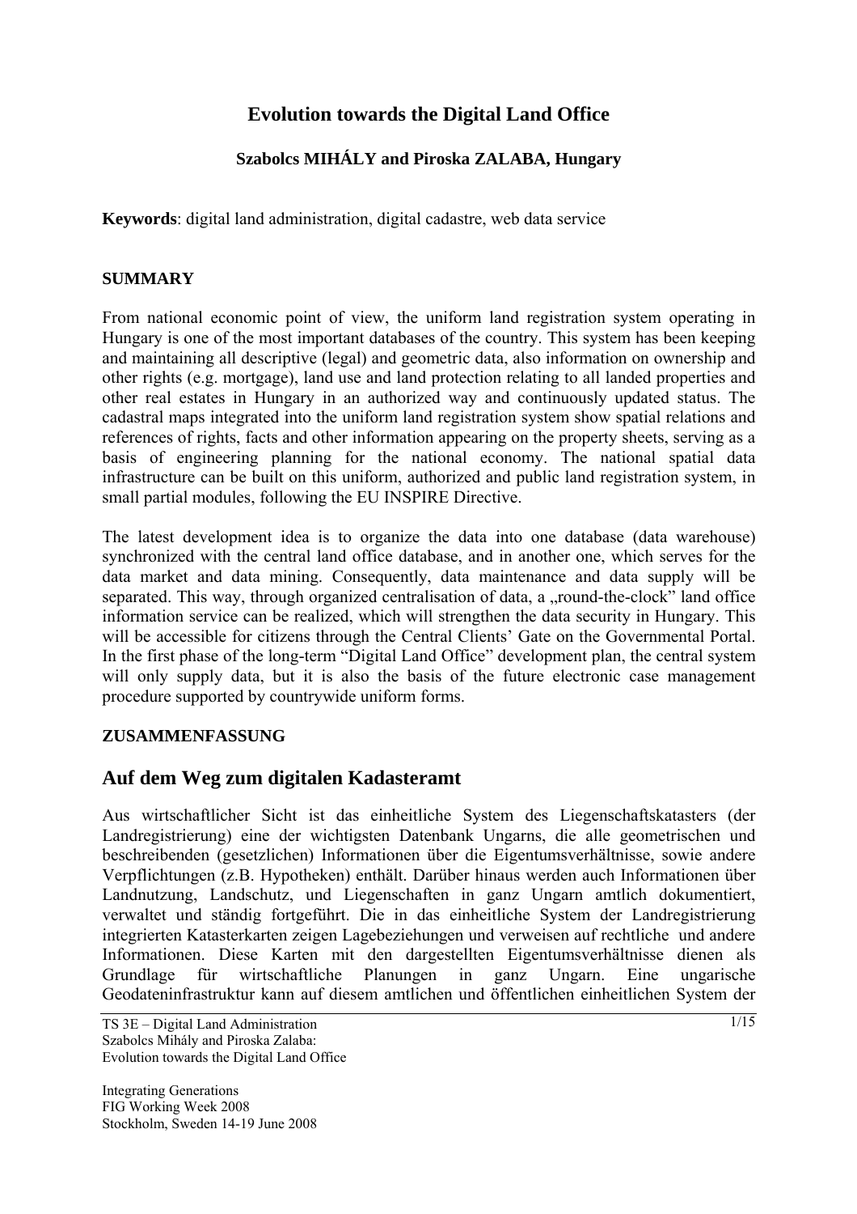# Evolution towards the Digital Land Office

**Szabolcs MIHÁLY and Piroska ZALABA, Hungary**

**Keywords**: digital land administration, digital cadastre, web data service

## SUMMARY

From national economic point of view, the uniform land registration system operating in Hungary is one of the most important databases of the country. This system has been keeping and maintaining all descriptive (legal) and geometric data, also information on ownership and other rights (e.g. mortgage), land use and land protection relating to all landed properties and other real estates in Hungary in an authorized way and continuously updated status. The cadastral maps integrated into the uniform land registration system show spatial relations and references of rights, facts and other information appearing on the property sheets, serving as a basis of engineering planning for the national economy. The national spatial data infrastructure can be built on this uniform, authorized and public land registration system, in small partial modules, following the EU INSPIRE Directive.

The latest development idea is to organize the data into one database (data warehouse) synchronized with the central land office database, and in another one, which serves for the data market and data mining. Consequently, data maintenance and data supply will be separated. This way, through organized centralisation of data, a „round-the-clock" land office information service can be realized, which will strengthen the data security in Hungary. This will be accessible for citizens through the Central Clients' Gate on the Governmental Portal. In the first phase of the long-term "Digital Land Office" development plan, the central system will only supply data, but it is also the basis of the future electronic case management procedure supported by countrywide uniform forms.

## ZUSAMMENFASSUNG

## Auf dem Weg zum digitalen Kadasteramt

Aus wirtschaftlicher Sicht ist das einheitliche System des Liegenschaftskatasters (der Landregistrierung) eine der wichtigsten Datenbank Ungarns, die alle geometrischen und beschreibenden (gesetzlichen) Informationen über die Eigentumsverhältnisse, sowie andere Verpflichtungen (z.B. Hypotheken) enthält. Darüber hinaus werden auch Informationen über Landnutzung, Landschutz, und Liegenschaften in ganz Ungarn amtlich dokumentiert, verwaltet und ständig fortgeführt. Die in das einheitliche System der Landregistrierung integrierten Katasterkarten zeigen Lagebeziehungen und verweisen auf rechtliche und andere Informationen. Diese Karten mit den dargestellten Eigentumsverhältnisse dienen als Grundlage für wirtschaftliche Planungen in ganz Ungarn. Eine ungarische Geodateninfrastruktur kann auf diesem amtlichen und öffentlichen einheitlichen System der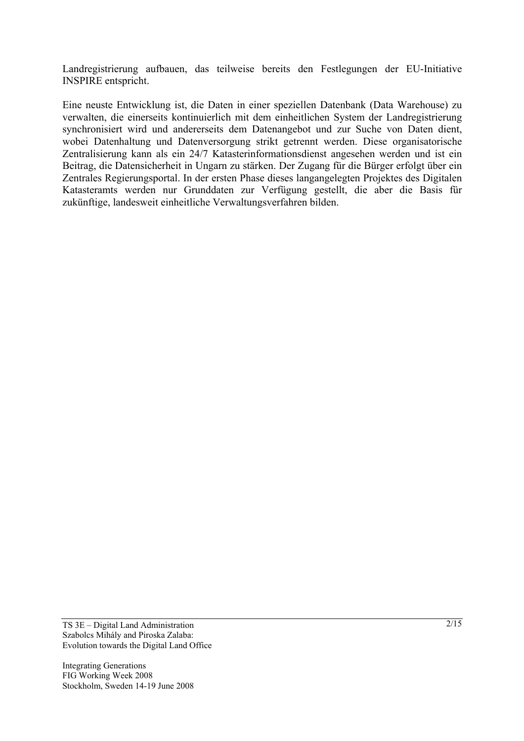Landregistrierung aufbauen, das teilweise bereits den Festlegungen der EU-Initiative INSPIRE entspricht.

Eine neuste Entwicklung ist, die Daten in einer speziellen Datenbank (Data Warehouse) zu verwalten, die einerseits kontinuierlich mit dem einheitlichen System der Landregistrierung synchronisiert wird und andererseits dem Datenangebot und zur Suche von Daten dient, wobei Datenhaltung und Datenversorgung strikt getrennt werden. Diese organisatorische Zentralisierung kann als ein 24/7 Katasterinformationsdienst angesehen werden und ist ein Beitrag, die Datensicherheit in Ungarn zu stärken. Der Zugang für die Bürger erfolgt über ein Zentrales Regierungsportal. In der ersten Phase dieses langangelegten Projektes des Digitalen Katasteramts werden nur Grunddaten zur Verfügung gestellt, die aber die Basis für zukünftige, landesweit einheitliche Verwaltungsverfahren bilden.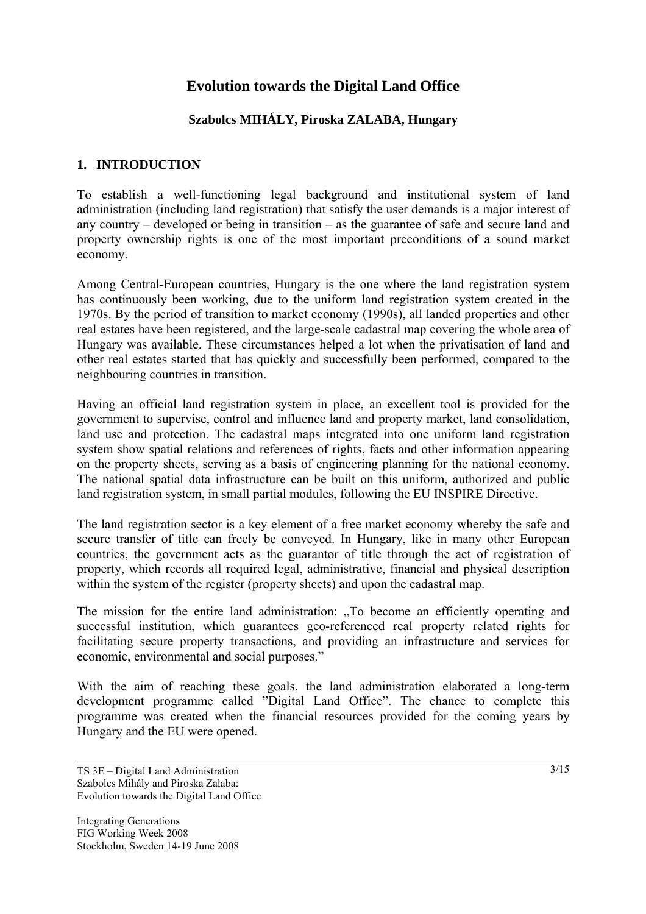# Evolution towards the Digital Land Office

**Szabolcs MIHÁLY, Piroska ZALABA, Hungary**

## 1. INTRODUCTION

To establish a well-functioning legal background and institutional system of land administration (including land registration) that satisfy the user demands is a major interest of any country – developed or being in transition – as the guarantee of safe and secure land and property ownership rights is one of the most important preconditions of a sound market economy.

Among Central-European countries, Hungary is the one where the land registration system has continuously been working, due to the uniform land registration system created in the 1970s. By the period of transition to market economy (1990s), all landed properties and other real estates have been registered, and the large-scale cadastral map covering the whole area of Hungary was available. These circumstances helped a lot when the privatisation of land and other real estates started that has quickly and successfully been performed, compared to the neighbouring countries in transition.

Having an official land registration system in place, an excellent tool is provided for the government to supervise, control and influence land and property market, land consolidation, land use and protection. The cadastral maps integrated into one uniform land registration system show spatial relations and references of rights, facts and other information appearing on the property sheets, serving as a basis of engineering planning for the national economy. The national spatial data infrastructure can be built on this uniform, authorized and public land registration system, in small partial modules, following the EU INSPIRE Directive.

The land registration sector is a key element of a free market economy whereby the safe and secure transfer of title can freely be conveyed. In Hungary, like in many other European countries, the government acts as the guarantor of title through the act of registration of property, which records all required legal, administrative, financial and physical description within the system of the register (property sheets) and upon the cadastral map.

The mission for the entire land administration: „To become an efficiently operating and successful institution, which guarantees geo-referenced real property related rights for facilitating secure property transactions, and providing an infrastructure and services for economic, environmental and social purposes."

With the aim of reaching these goals, the land administration elaborated a long-term development programme called "Digital Land Office". The chance to complete this programme was created when the financial resources provided for the coming years by Hungary and the EU were opened.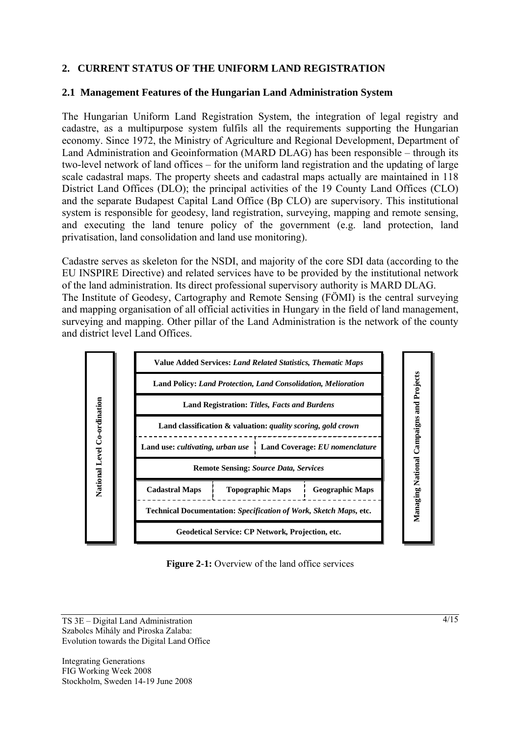## 2. CURRENT STATUS OF THE UNIFORM LAND REGISTRATION

### 2.1 Management Features of the Hungarian Land Administration System

The Hungarian Uniform Land Registration System, the integration of legal registry and cadastre, as a multipurpose system fulfils all the requirements supporting the Hungarian economy. Since 1972, the Ministry of Agriculture and Regional Development, Department of Land Administration and Geoinformation (MARD DLAG) has been responsible – through its two-level network of land offices – for the uniform land registration and the updating of large scale cadastral maps. The property sheets and cadastral maps actually are maintained in 118 District Land Offices (DLO); the principal activities of the 19 County Land Offices (CLO) and the separate Budapest Capital Land Office (Bp CLO) are supervisory. This institutional system is responsible for geodesy, land registration, surveying, mapping and remote sensing, and executing the land tenure policy of the government (e.g. land protection, land privatisation, land consolidation and land use monitoring).

Cadastre serves as skeleton for the NSDI, and majority of the core SDI data (according to the EU INSPIRE Directive) and related services have to be provided by the institutional network of the land administration. Its direct professional supervisory authority is MARD DLAG.
The Institute of Geodesy, Cartography and Remote Sensing (FÖMI) is the central surveying and mapping organisation of all official activities in Hungary in the field of land management, surveying and mapping. Other pillar of the Land Administration is the network of the county and district level Land Offices.

| National Level Co-ordination | Land office services | | | Managing National Campaigns and Projects |
|---|---|---|---|---|
| | **Value Added Services:** *Land Related Statistics, Thematic Maps* | | | |
| | **Land Policy:** *Land Protection, Land Consolidation, Melioration* | | | |
| | **Land Registration:** *Titles, Facts and Burdens* | | | |
| | **Land classification & valuation:** *quality scoring, gold crown* | | | |
| | **Land use:** *cultivating, urban use* | **Land Coverage:** *EU nomenclature* | | |
| | **Remote Sensing:** *Source Data, Services* | | | |
| | **Cadastral Maps** | **Topographic Maps** | **Geographic Maps** | |
| | **Technical Documentation:** *Specification of Work, Sketch Maps,* **etc.** | | | |
| | **Geodetical Service: CP Network, Projection, etc.** | | | |

**Figure 2-1:** Overview of the land office services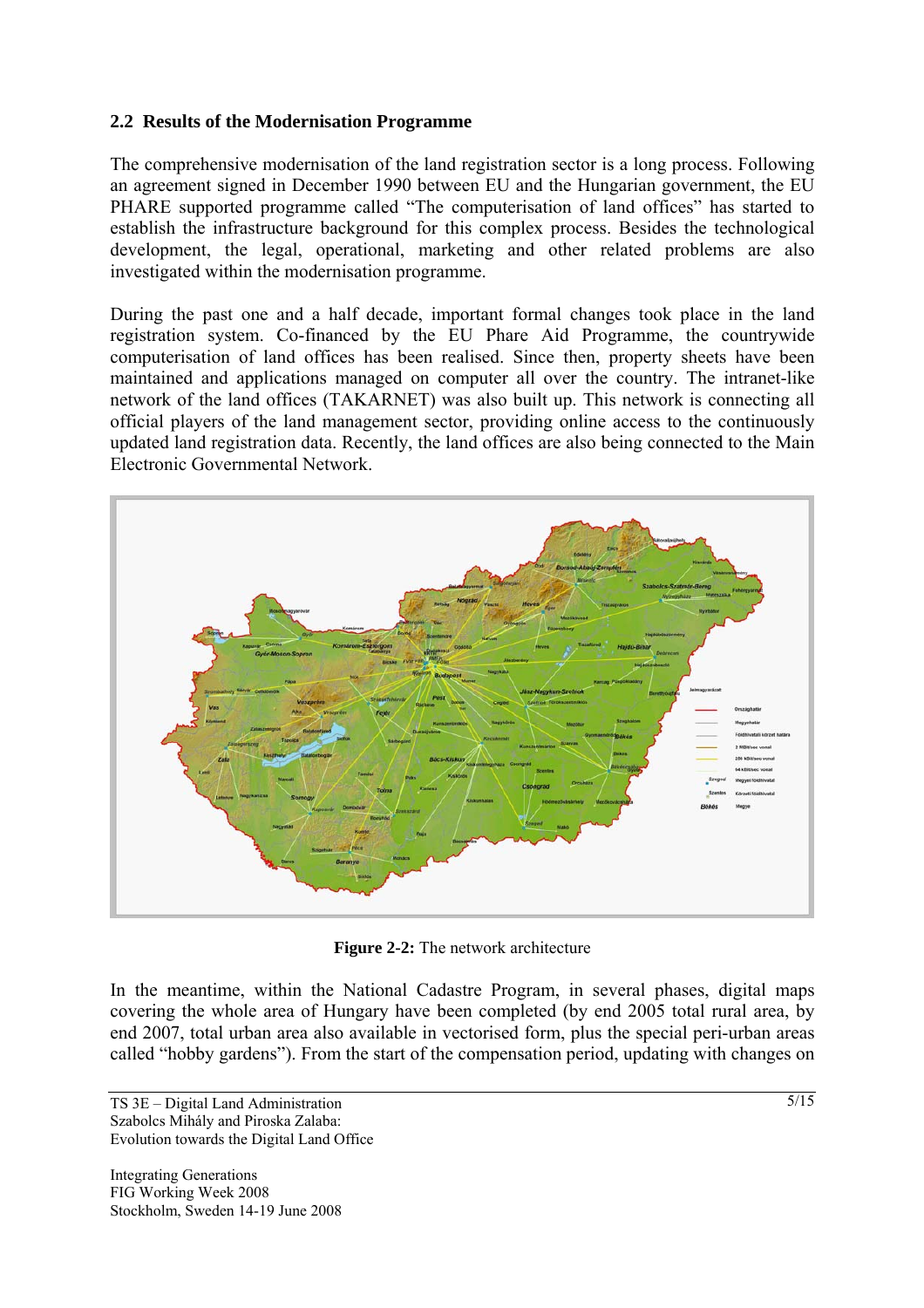## 2.2 Results of the Modernisation Programme

The comprehensive modernisation of the land registration sector is a long process. Following an agreement signed in December 1990 between EU and the Hungarian government, the EU PHARE supported programme called "The computerisation of land offices" has started to establish the infrastructure background for this complex process. Besides the technological development, the legal, operational, marketing and other related problems are also investigated within the modernisation programme.

During the past one and a half decade, important formal changes took place in the land registration system. Co-financed by the EU Phare Aid Programme, the countrywide computerisation of land offices has been realised. Since then, property sheets have been maintained and applications managed on computer all over the country. The intranet-like network of the land offices (TAKARNET) was also built up. This network is connecting all official players of the land management sector, providing online access to the continuously updated land registration data. Recently, the land offices are also being connected to the Main Electronic Governmental Network.

**Figure 2-2:** The network architecture

In the meantime, within the National Cadastre Program, in several phases, digital maps covering the whole area of Hungary have been completed (by end 2005 total rural area, by end 2007, total urban area also available in vectorised form, plus the special peri-urban areas called "hobby gardens"). From the start of the compensation period, updating with changes on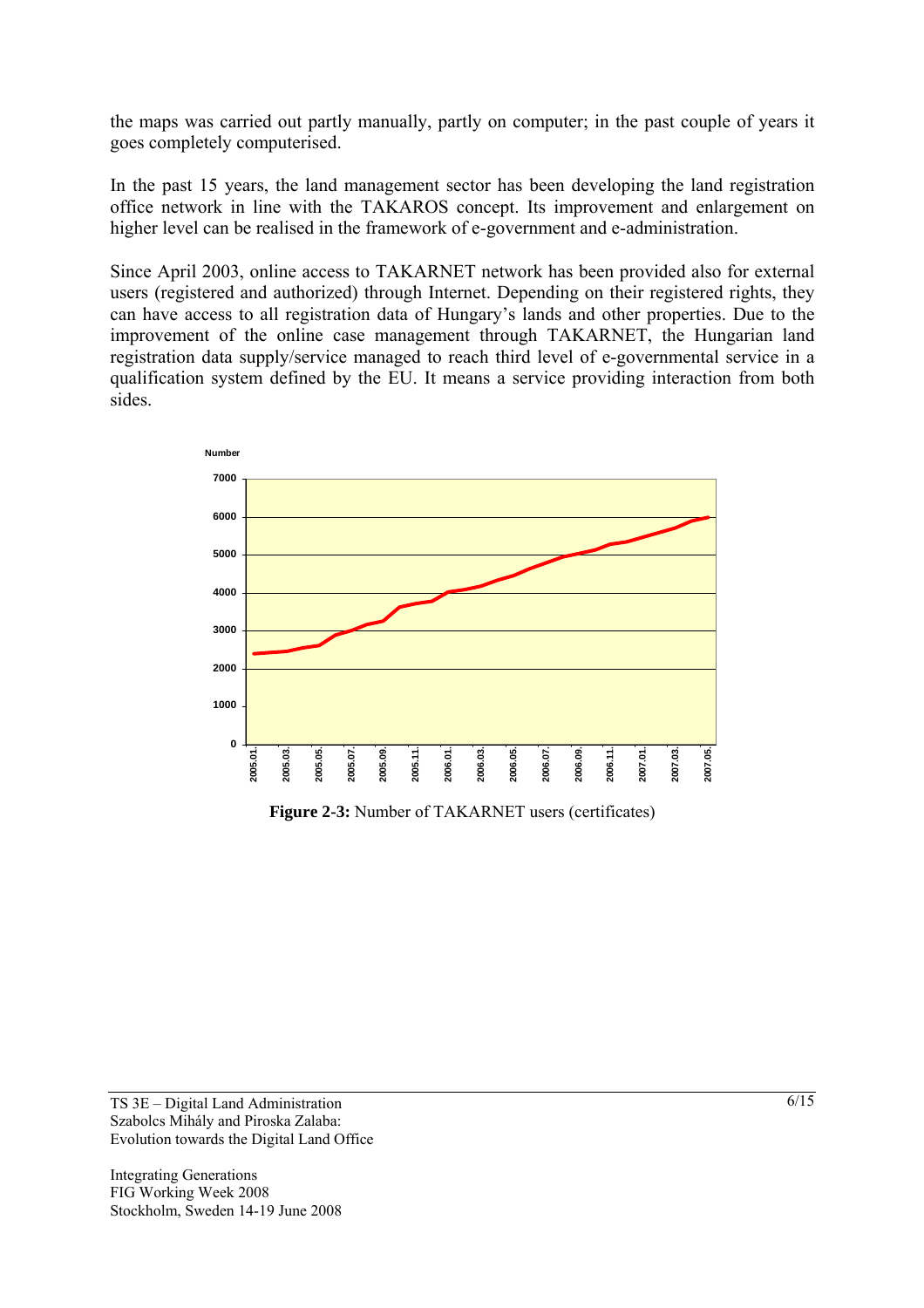the maps was carried out partly manually, partly on computer; in the past couple of years it goes completely computerised.

In the past 15 years, the land management sector has been developing the land registration office network in line with the TAKAROS concept. Its improvement and enlargement on higher level can be realised in the framework of e-government and e-administration.

Since April 2003, online access to TAKARNET network has been provided also for external users (registered and authorized) through Internet. Depending on their registered rights, they can have access to all registration data of Hungary's lands and other properties. Due to the improvement of the online case management through TAKARNET, the Hungarian land registration data supply/service managed to reach third level of e-governmental service in a qualification system defined by the EU. It means a service providing interaction from both sides.

**Figure 2-3:** Number of TAKARNET users (certificates)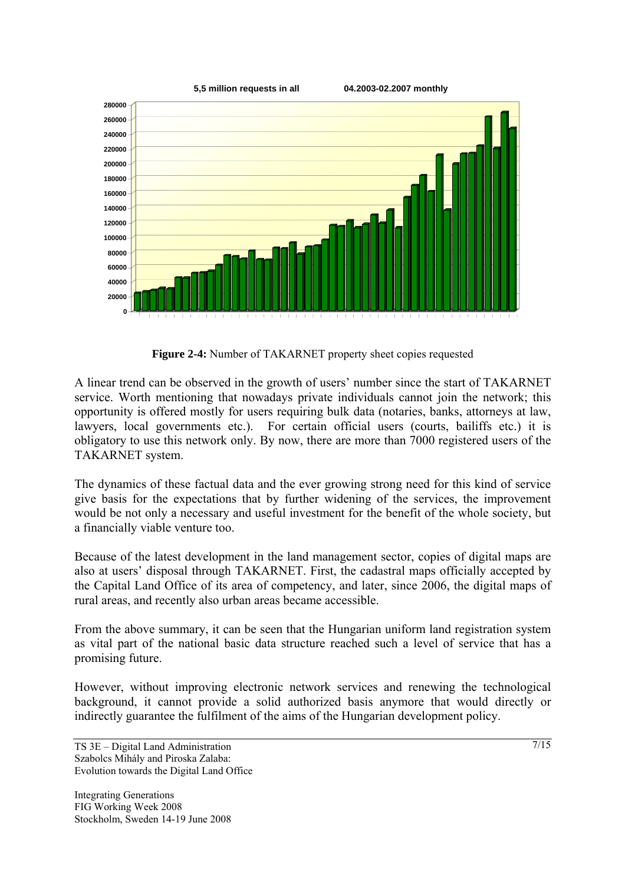5,5 million requests in all 04.2003-02.2007 monthly

**Figure 2-4:** Number of TAKARNET property sheet copies requested

A linear trend can be observed in the growth of users' number since the start of TAKARNET service. Worth mentioning that nowadays private individuals cannot join the network; this opportunity is offered mostly for users requiring bulk data (notaries, banks, attorneys at law, lawyers, local governments etc.). For certain official users (courts, bailiffs etc.) it is obligatory to use this network only. By now, there are more than 7000 registered users of the TAKARNET system.

The dynamics of these factual data and the ever growing strong need for this kind of service give basis for the expectations that by further widening of the services, the improvement would be not only a necessary and useful investment for the benefit of the whole society, but a financially viable venture too.

Because of the latest development in the land management sector, copies of digital maps are also at users' disposal through TAKARNET. First, the cadastral maps officially accepted by the Capital Land Office of its area of competency, and later, since 2006, the digital maps of rural areas, and recently also urban areas became accessible.

From the above summary, it can be seen that the Hungarian uniform land registration system as vital part of the national basic data structure reached such a level of service that has a promising future.

However, without improving electronic network services and renewing the technological background, it cannot provide a solid authorized basis anymore that would directly or indirectly guarantee the fulfilment of the aims of the Hungarian development policy.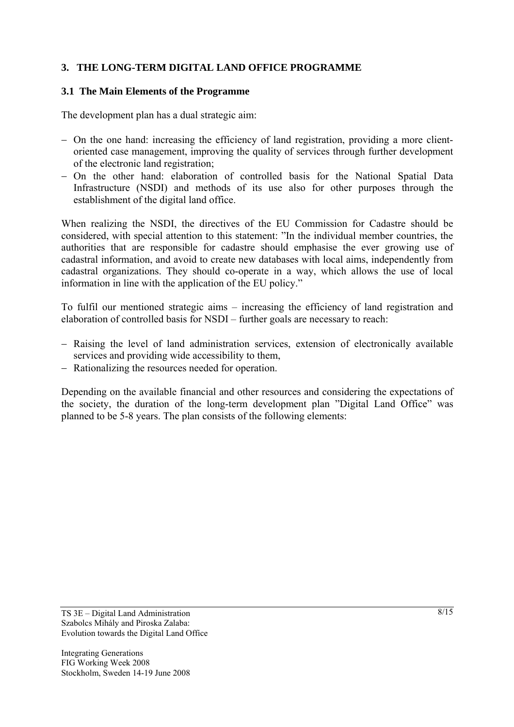## 3. THE LONG-TERM DIGITAL LAND OFFICE PROGRAMME

### 3.1 The Main Elements of the Programme

The development plan has a dual strategic aim:

- On the one hand: increasing the efficiency of land registration, providing a more client-oriented case management, improving the quality of services through further development of the electronic land registration;
- On the other hand: elaboration of controlled basis for the National Spatial Data Infrastructure (NSDI) and methods of its use also for other purposes through the establishment of the digital land office.

When realizing the NSDI, the directives of the EU Commission for Cadastre should be considered, with special attention to this statement: "In the individual member countries, the authorities that are responsible for cadastre should emphasise the ever growing use of cadastral information, and avoid to create new databases with local aims, independently from cadastral organizations. They should co-operate in a way, which allows the use of local information in line with the application of the EU policy."

To fulfil our mentioned strategic aims – increasing the efficiency of land registration and elaboration of controlled basis for NSDI – further goals are necessary to reach:

- Raising the level of land administration services, extension of electronically available services and providing wide accessibility to them,
- Rationalizing the resources needed for operation.

Depending on the available financial and other resources and considering the expectations of the society, the duration of the long-term development plan "Digital Land Office" was planned to be 5-8 years. The plan consists of the following elements: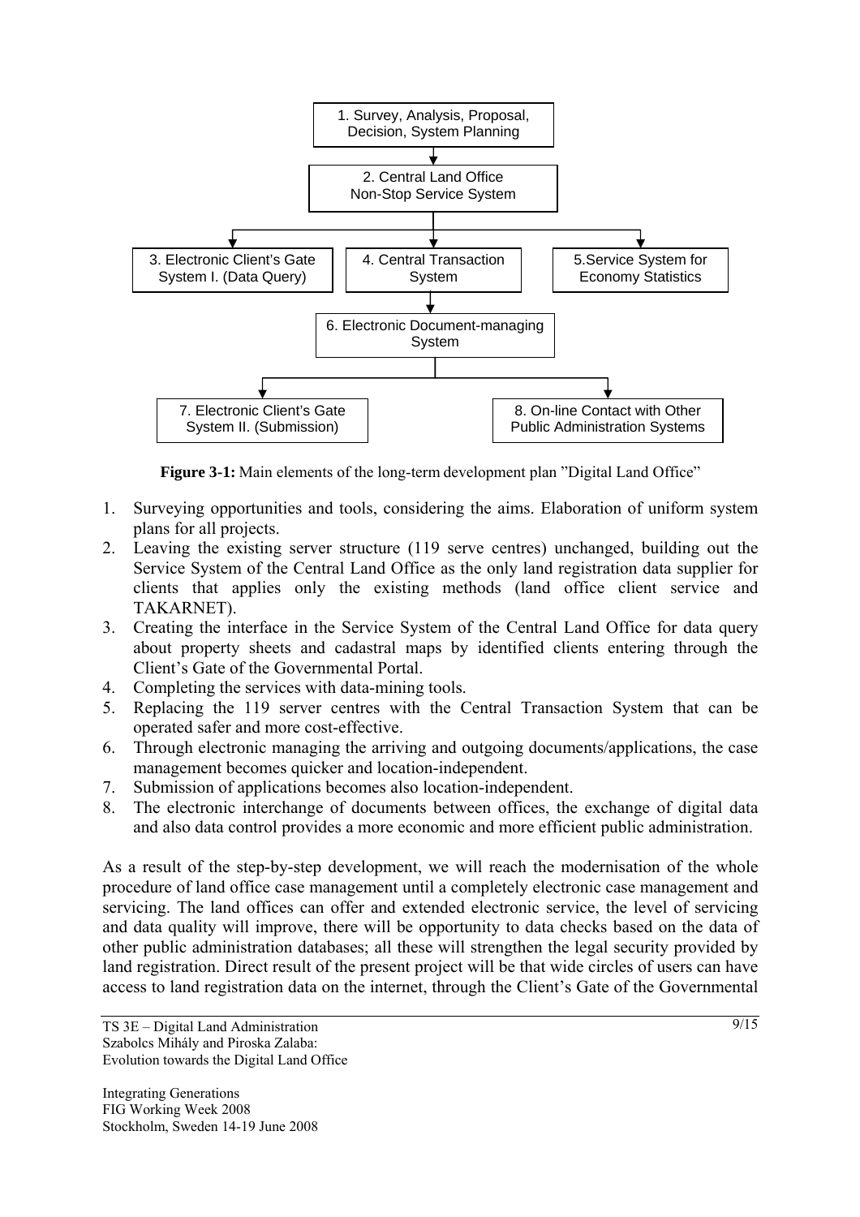1. Survey, Analysis, Proposal, Decision, System Planning
2. Central Land Office Non-Stop Service System
3. Electronic Client's Gate System I. (Data Query)
4. Central Transaction System
5. Service System for Economy Statistics
6. Electronic Document-managing System
7. Electronic Client's Gate System II. (Submission)
8. On-line Contact with Other Public Administration Systems

**Figure 3-1:** Main elements of the long-term development plan "Digital Land Office"

1. Surveying opportunities and tools, considering the aims. Elaboration of uniform system plans for all projects.
2. Leaving the existing server structure (119 serve centres) unchanged, building out the Service System of the Central Land Office as the only land registration data supplier for clients that applies only the existing methods (land office client service and TAKARNET).
3. Creating the interface in the Service System of the Central Land Office for data query about property sheets and cadastral maps by identified clients entering through the Client's Gate of the Governmental Portal.
4. Completing the services with data-mining tools.
5. Replacing the 119 server centres with the Central Transaction System that can be operated safer and more cost-effective.
6. Through electronic managing the arriving and outgoing documents/applications, the case management becomes quicker and location-independent.
7. Submission of applications becomes also location-independent.
8. The electronic interchange of documents between offices, the exchange of digital data and also data control provides a more economic and more efficient public administration.

As a result of the step-by-step development, we will reach the modernisation of the whole procedure of land office case management until a completely electronic case management and servicing. The land offices can offer and extended electronic service, the level of servicing and data quality will improve, there will be opportunity to data checks based on the data of other public administration databases; all these will strengthen the legal security provided by land registration. Direct result of the present project will be that wide circles of users can have access to land registration data on the internet, through the Client's Gate of the Governmental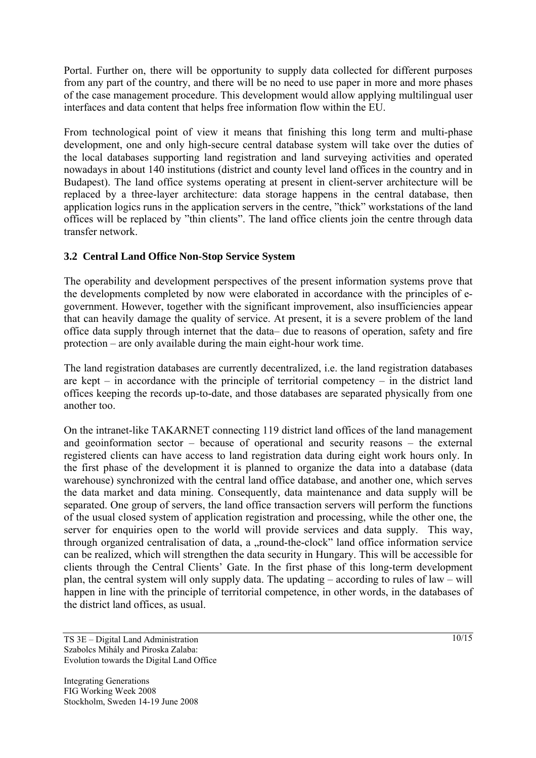Portal. Further on, there will be opportunity to supply data collected for different purposes from any part of the country, and there will be no need to use paper in more and more phases of the case management procedure. This development would allow applying multilingual user interfaces and data content that helps free information flow within the EU.

From technological point of view it means that finishing this long term and multi-phase development, one and only high-secure central database system will take over the duties of the local databases supporting land registration and land surveying activities and operated nowadays in about 140 institutions (district and county level land offices in the country and in Budapest). The land office systems operating at present in client-server architecture will be replaced by a three-layer architecture: data storage happens in the central database, then application logics runs in the application servers in the centre, "thick" workstations of the land offices will be replaced by "thin clients". The land office clients join the centre through data transfer network.

### 3.2 Central Land Office Non-Stop Service System

The operability and development perspectives of the present information systems prove that the developments completed by now were elaborated in accordance with the principles of e-government. However, together with the significant improvement, also insufficiencies appear that can heavily damage the quality of service. At present, it is a severe problem of the land office data supply through internet that the data– due to reasons of operation, safety and fire protection – are only available during the main eight-hour work time.

The land registration databases are currently decentralized, i.e. the land registration databases are kept – in accordance with the principle of territorial competency – in the district land offices keeping the records up-to-date, and those databases are separated physically from one another too.

On the intranet-like TAKARNET connecting 119 district land offices of the land management and geoinformation sector – because of operational and security reasons – the external registered clients can have access to land registration data during eight work hours only. In the first phase of the development it is planned to organize the data into a database (data warehouse) synchronized with the central land office database, and another one, which serves the data market and data mining. Consequently, data maintenance and data supply will be separated. One group of servers, the land office transaction servers will perform the functions of the usual closed system of application registration and processing, while the other one, the server for enquiries open to the world will provide services and data supply. This way, through organized centralisation of data, a „round-the-clock" land office information service can be realized, which will strengthen the data security in Hungary. This will be accessible for clients through the Central Clients' Gate. In the first phase of this long-term development plan, the central system will only supply data. The updating – according to rules of law – will happen in line with the principle of territorial competence, in other words, in the databases of the district land offices, as usual.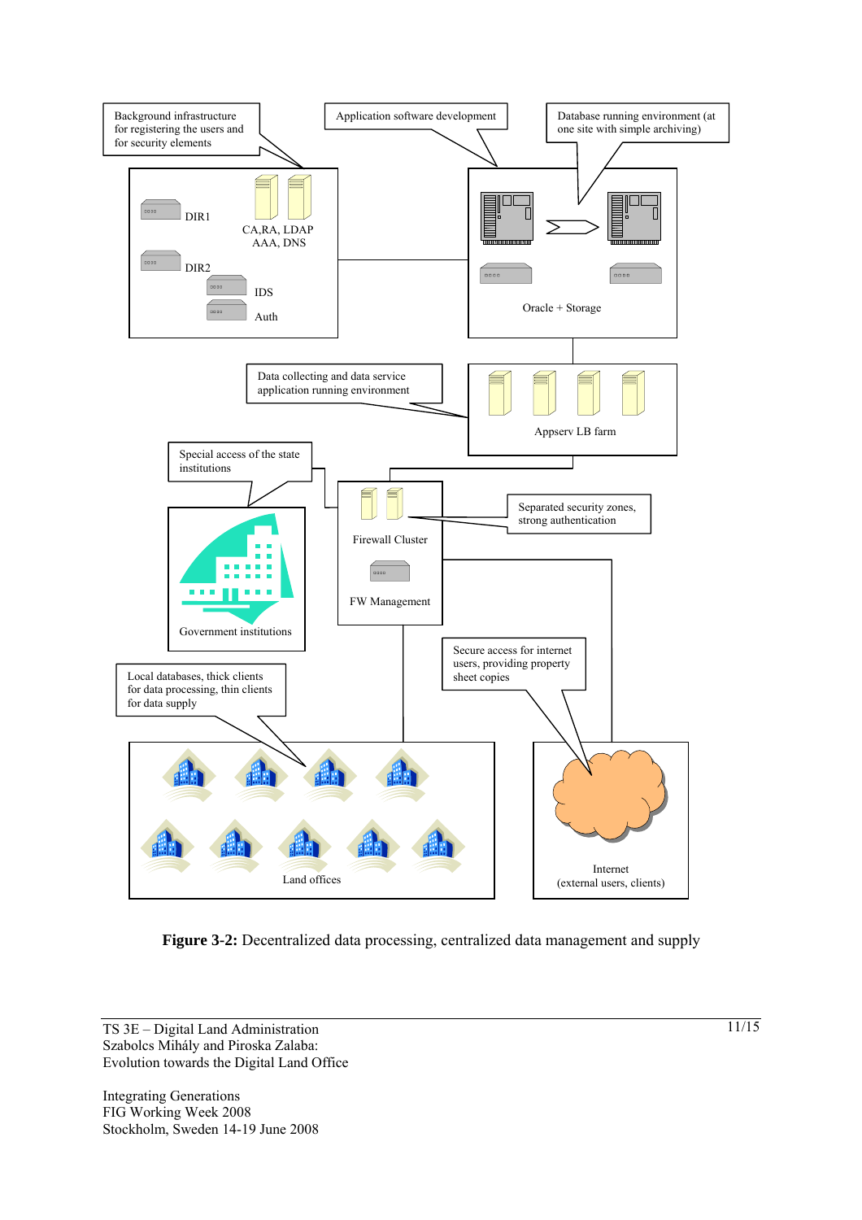Background infrastructure for registering the users and for security elements

Application software development

Database running environment (at one site with simple archiving)

DIR1

CA,RA, LDAP AAA, DNS

DIR2

IDS

Auth

Oracle + Storage

Data collecting and data service application running environment

Appserv LB farm

Special access of the state institutions

Firewall Cluster

Separated security zones, strong authentication

FW Management

Government institutions

Secure access for internet users, providing property sheet copies

Local databases, thick clients for data processing, thin clients for data supply

Land offices

Internet (external users, clients)

**Figure 3-2:** Decentralized data processing, centralized data management and supply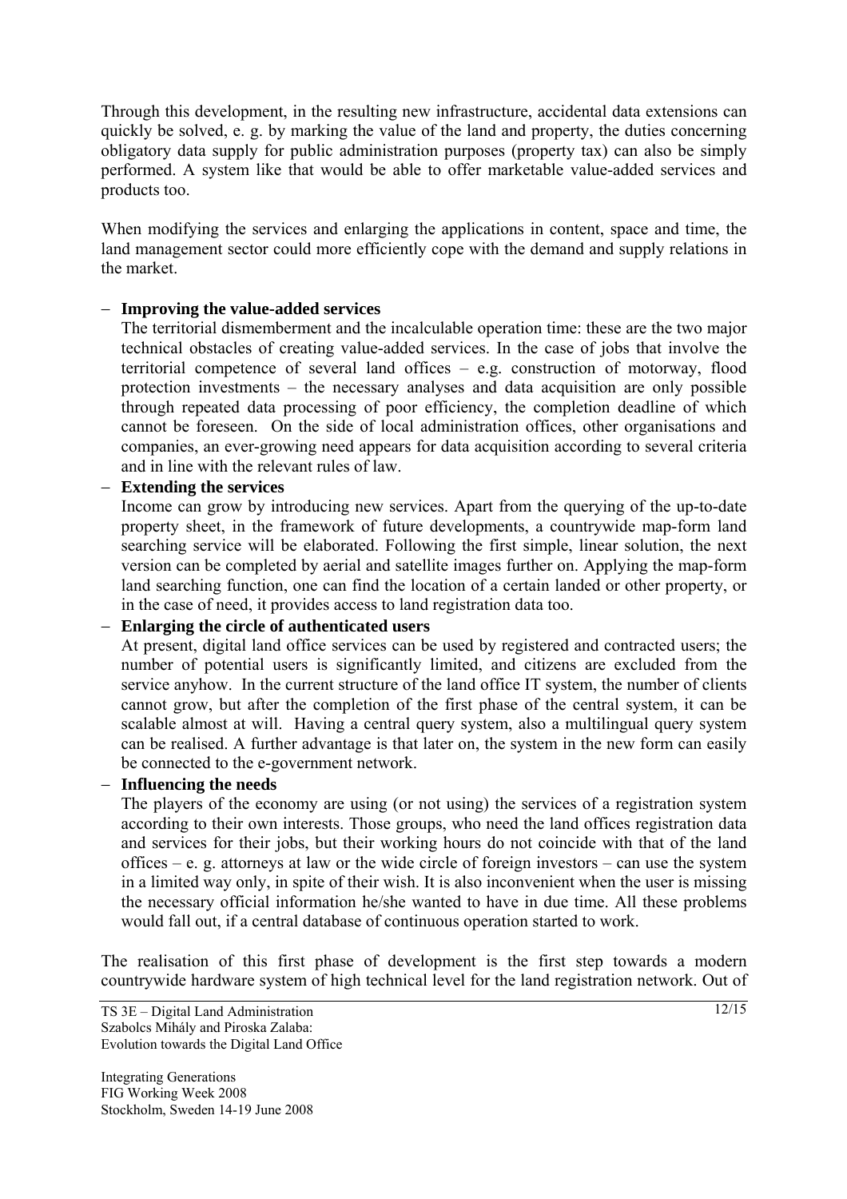Through this development, in the resulting new infrastructure, accidental data extensions can quickly be solved, e. g. by marking the value of the land and property, the duties concerning obligatory data supply for public administration purposes (property tax) can also be simply performed. A system like that would be able to offer marketable value-added services and products too.

When modifying the services and enlarging the applications in content, space and time, the land management sector could more efficiently cope with the demand and supply relations in the market.

- **Improving the value-added services**
  The territorial dismemberment and the incalculable operation time: these are the two major technical obstacles of creating value-added services. In the case of jobs that involve the territorial competence of several land offices – e.g. construction of motorway, flood protection investments – the necessary analyses and data acquisition are only possible through repeated data processing of poor efficiency, the completion deadline of which cannot be foreseen. On the side of local administration offices, other organisations and companies, an ever-growing need appears for data acquisition according to several criteria and in line with the relevant rules of law.
- **Extending the services**
  Income can grow by introducing new services. Apart from the querying of the up-to-date property sheet, in the framework of future developments, a countrywide map-form land searching service will be elaborated. Following the first simple, linear solution, the next version can be completed by aerial and satellite images further on. Applying the map-form land searching function, one can find the location of a certain landed or other property, or in the case of need, it provides access to land registration data too.
- **Enlarging the circle of authenticated users**
  At present, digital land office services can be used by registered and contracted users; the number of potential users is significantly limited, and citizens are excluded from the service anyhow. In the current structure of the land office IT system, the number of clients cannot grow, but after the completion of the first phase of the central system, it can be scalable almost at will. Having a central query system, also a multilingual query system can be realised. A further advantage is that later on, the system in the new form can easily be connected to the e-government network.
- **Influencing the needs**
  The players of the economy are using (or not using) the services of a registration system according to their own interests. Those groups, who need the land offices registration data and services for their jobs, but their working hours do not coincide with that of the land offices – e. g. attorneys at law or the wide circle of foreign investors – can use the system in a limited way only, in spite of their wish. It is also inconvenient when the user is missing the necessary official information he/she wanted to have in due time. All these problems would fall out, if a central database of continuous operation started to work.

The realisation of this first phase of development is the first step towards a modern countrywide hardware system of high technical level for the land registration network. Out of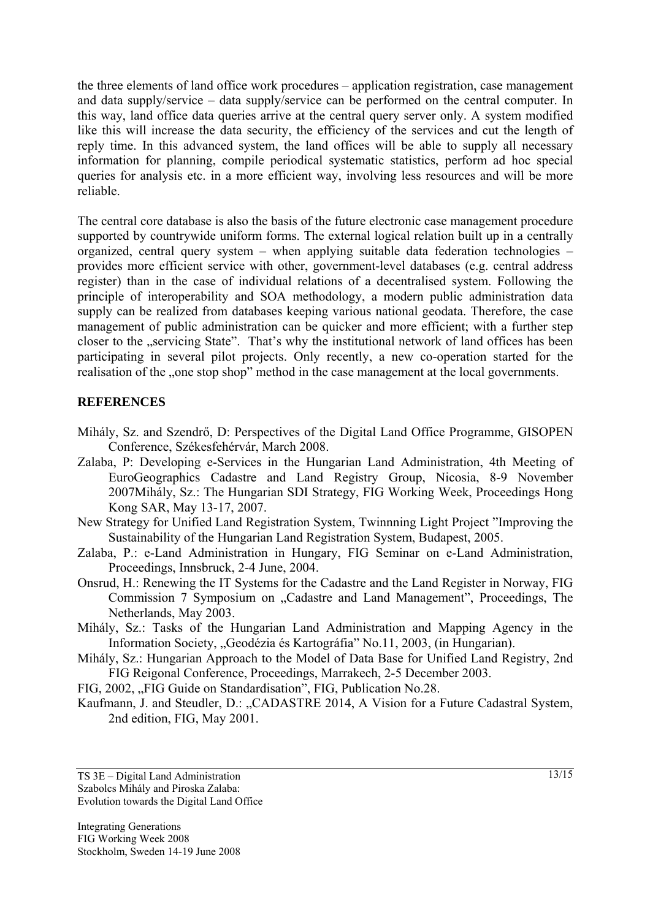the three elements of land office work procedures – application registration, case management and data supply/service – data supply/service can be performed on the central computer. In this way, land office data queries arrive at the central query server only. A system modified like this will increase the data security, the efficiency of the services and cut the length of reply time. In this advanced system, the land offices will be able to supply all necessary information for planning, compile periodical systematic statistics, perform ad hoc special queries for analysis etc. in a more efficient way, involving less resources and will be more reliable.

The central core database is also the basis of the future electronic case management procedure supported by countrywide uniform forms. The external logical relation built up in a centrally organized, central query system – when applying suitable data federation technologies – provides more efficient service with other, government-level databases (e.g. central address register) than in the case of individual relations of a decentralised system. Following the principle of interoperability and SOA methodology, a modern public administration data supply can be realized from databases keeping various national geodata. Therefore, the case management of public administration can be quicker and more efficient; with a further step closer to the „servicing State". That's why the institutional network of land offices has been participating in several pilot projects. Only recently, a new co-operation started for the realisation of the „one stop shop" method in the case management at the local governments.

## REFERENCES

Mihály, Sz. and Szendrő, D: Perspectives of the Digital Land Office Programme, GISOPEN Conference, Székesfehérvár, March 2008.

Zalaba, P: Developing e-Services in the Hungarian Land Administration, 4th Meeting of EuroGeographics Cadastre and Land Registry Group, Nicosia, 8-9 November 2007Mihály, Sz.: The Hungarian SDI Strategy, FIG Working Week, Proceedings Hong Kong SAR, May 13-17, 2007.

New Strategy for Unified Land Registration System, Twinnning Light Project "Improving the Sustainability of the Hungarian Land Registration System, Budapest, 2005.

Zalaba, P.: e-Land Administration in Hungary, FIG Seminar on e-Land Administration, Proceedings, Innsbruck, 2-4 June, 2004.

Onsrud, H.: Renewing the IT Systems for the Cadastre and the Land Register in Norway, FIG Commission 7 Symposium on „Cadastre and Land Management", Proceedings, The Netherlands, May 2003.

Mihály, Sz.: Tasks of the Hungarian Land Administration and Mapping Agency in the Information Society, „Geodézia és Kartográfia" No.11, 2003, (in Hungarian).

Mihály, Sz.: Hungarian Approach to the Model of Data Base for Unified Land Registry, 2nd FIG Reigonal Conference, Proceedings, Marrakech, 2-5 December 2003.

FIG, 2002, „FIG Guide on Standardisation", FIG, Publication No.28.

Kaufmann, J. and Steudler, D.: „CADASTRE 2014, A Vision for a Future Cadastral System, 2nd edition, FIG, May 2001.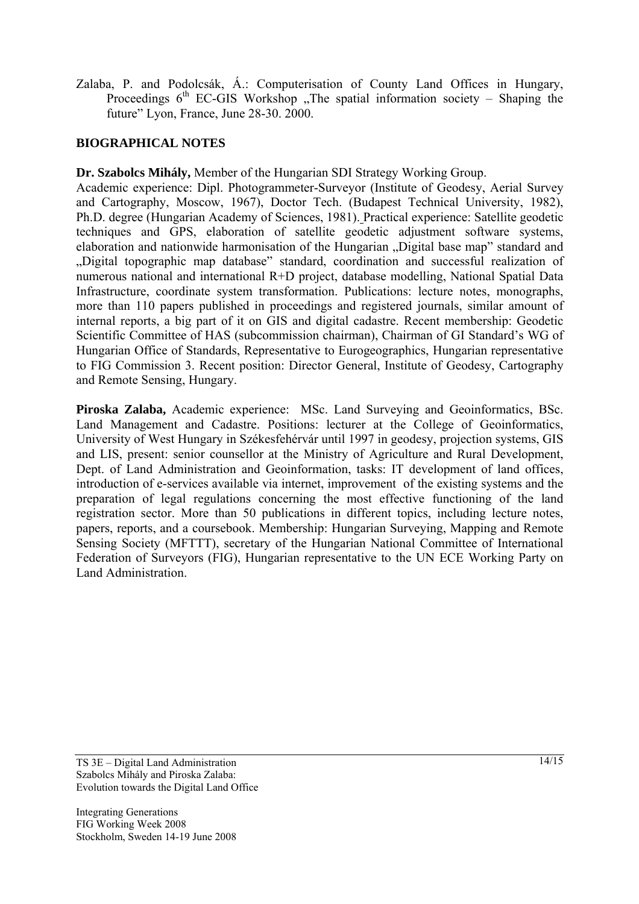Zalaba, P. and Podolcsák, Á.: Computerisation of County Land Offices in Hungary, Proceedings 6$^{th}$ EC-GIS Workshop „The spatial information society – Shaping the future" Lyon, France, June 28-30. 2000.

## BIOGRAPHICAL NOTES

**Dr. Szabolcs Mihály,** Member of the Hungarian SDI Strategy Working Group.
Academic experience: Dipl. Photogrammeter-Surveyor (Institute of Geodesy, Aerial Survey and Cartography, Moscow, 1967), Doctor Tech. (Budapest Technical University, 1982), Ph.D. degree (Hungarian Academy of Sciences, 1981). Practical experience: Satellite geodetic techniques and GPS, elaboration of satellite geodetic adjustment software systems, elaboration and nationwide harmonisation of the Hungarian „Digital base map" standard and „Digital topographic map database" standard, coordination and successful realization of numerous national and international R+D project, database modelling, National Spatial Data Infrastructure, coordinate system transformation. Publications: lecture notes, monographs, more than 110 papers published in proceedings and registered journals, similar amount of internal reports, a big part of it on GIS and digital cadastre. Recent membership: Geodetic Scientific Committee of HAS (subcommission chairman), Chairman of GI Standard's WG of Hungarian Office of Standards, Representative to Eurogeographics, Hungarian representative to FIG Commission 3. Recent position: Director General, Institute of Geodesy, Cartography and Remote Sensing, Hungary.

**Piroska Zalaba,** Academic experience: MSc. Land Surveying and Geoinformatics, BSc. Land Management and Cadastre. Positions: lecturer at the College of Geoinformatics, University of West Hungary in Székesfehérvár until 1997 in geodesy, projection systems, GIS and LIS, present: senior counsellor at the Ministry of Agriculture and Rural Development, Dept. of Land Administration and Geoinformation, tasks: IT development of land offices, introduction of e-services available via internet, improvement of the existing systems and the preparation of legal regulations concerning the most effective functioning of the land registration sector. More than 50 publications in different topics, including lecture notes, papers, reports, and a coursebook. Membership: Hungarian Surveying, Mapping and Remote Sensing Society (MFTTT), secretary of the Hungarian National Committee of International Federation of Surveyors (FIG), Hungarian representative to the UN ECE Working Party on Land Administration.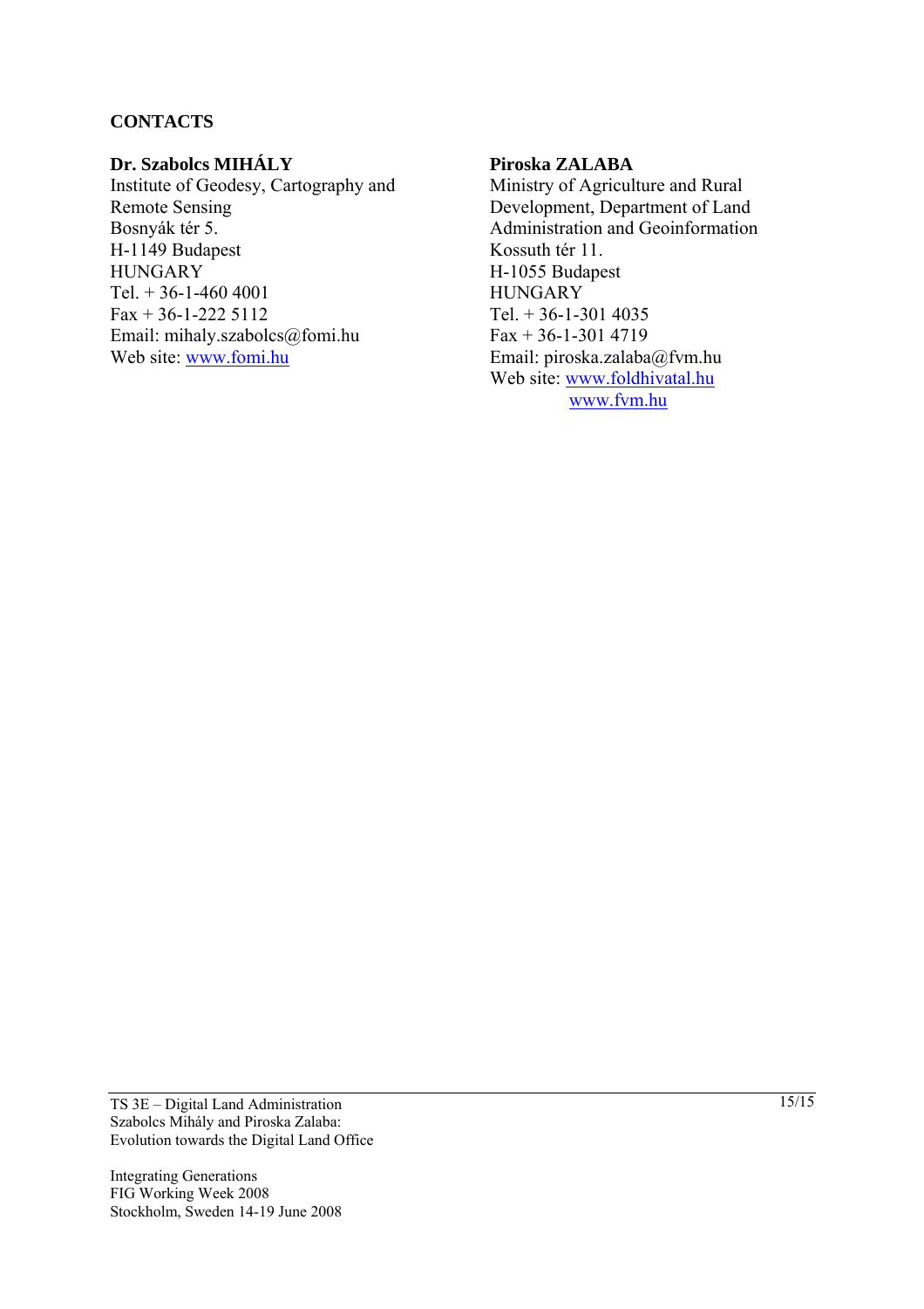## CONTACTS

**Dr. Szabolcs MIHÁLY**
Institute of Geodesy, Cartography and Remote Sensing
Bosnyák tér 5.
H-1149 Budapest
HUNGARY
Tel. + 36-1-460 4001
Fax + 36-1-222 5112
Email: mihaly.szabolcs@fomi.hu
Web site: www.fomi.hu

**Piroska ZALABA**
Ministry of Agriculture and Rural Development, Department of Land Administration and Geoinformation
Kossuth tér 11.
H-1055 Budapest
HUNGARY
Tel. + 36-1-301 4035
Fax + 36-1-301 4719
Email: piroska.zalaba@fvm.hu
Web site: www.foldhivatal.hu
www.fvm.hu